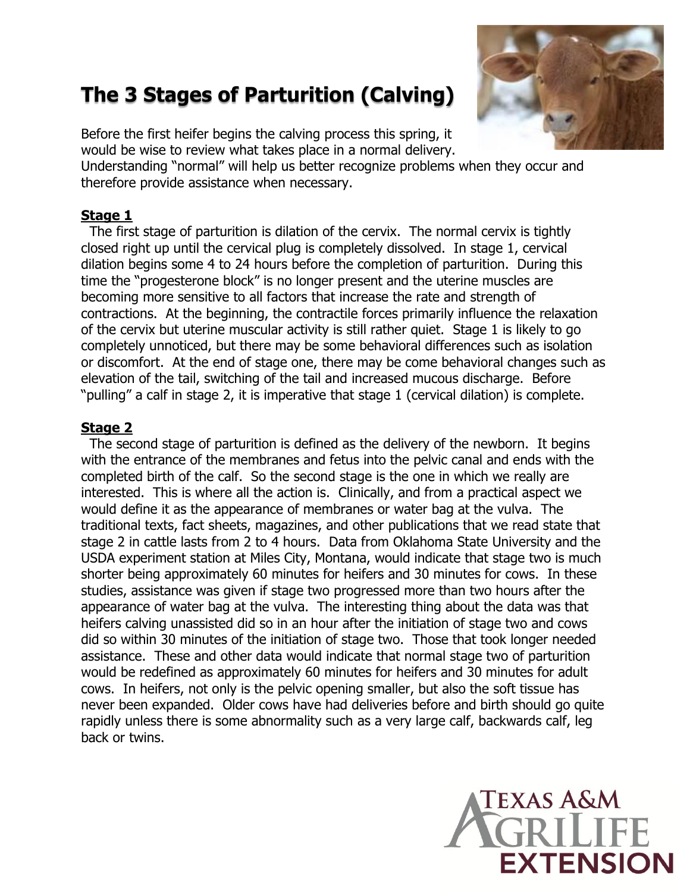# The 3 Stages of Parturition (Calving)

Before the first heifer begins the calving process this spring, it would be wise to review what takes place in a normal delivery. Understanding "normal" will help us better recognize problems when they occur and therefore provide assistance when necessary.

**Stage 1**

The first stage of parturition is dilation of the cervix. The normal cervix is tightly closed right up until the cervical plug is completely dissolved. In stage 1, cervical dilation begins some 4 to 24 hours before the completion of parturition. During this time the "progesterone block" is no longer present and the uterine muscles are becoming more sensitive to all factors that increase the rate and strength of contractions. At the beginning, the contractile forces primarily influence the relaxation of the cervix but uterine muscular activity is still rather quiet. Stage 1 is likely to go completely unnoticed, but there may be some behavioral differences such as isolation or discomfort. At the end of stage one, there may be come behavioral changes such as elevation of the tail, switching of the tail and increased mucous discharge. Before "pulling" a calf in stage 2, it is imperative that stage 1 (cervical dilation) is complete.

**Stage 2**

The second stage of parturition is defined as the delivery of the newborn. It begins with the entrance of the membranes and fetus into the pelvic canal and ends with the completed birth of the calf. So the second stage is the one in which we really are interested. This is where all the action is. Clinically, and from a practical aspect we would define it as the appearance of membranes or water bag at the vulva. The traditional texts, fact sheets, magazines, and other publications that we read state that stage 2 in cattle lasts from 2 to 4 hours. Data from Oklahoma State University and the USDA experiment station at Miles City, Montana, would indicate that stage two is much shorter being approximately 60 minutes for heifers and 30 minutes for cows. In these studies, assistance was given if stage two progressed more than two hours after the appearance of water bag at the vulva. The interesting thing about the data was that heifers calving unassisted did so in an hour after the initiation of stage two and cows did so within 30 minutes of the initiation of stage two. Those that took longer needed assistance. These and other data would indicate that normal stage two of parturition would be redefined as approximately 60 minutes for heifers and 30 minutes for adult cows. In heifers, not only is the pelvic opening smaller, but also the soft tissue has never been expanded. Older cows have had deliveries before and birth should go quite rapidly unless there is some abnormality such as a very large calf, backwards calf, leg back or twins.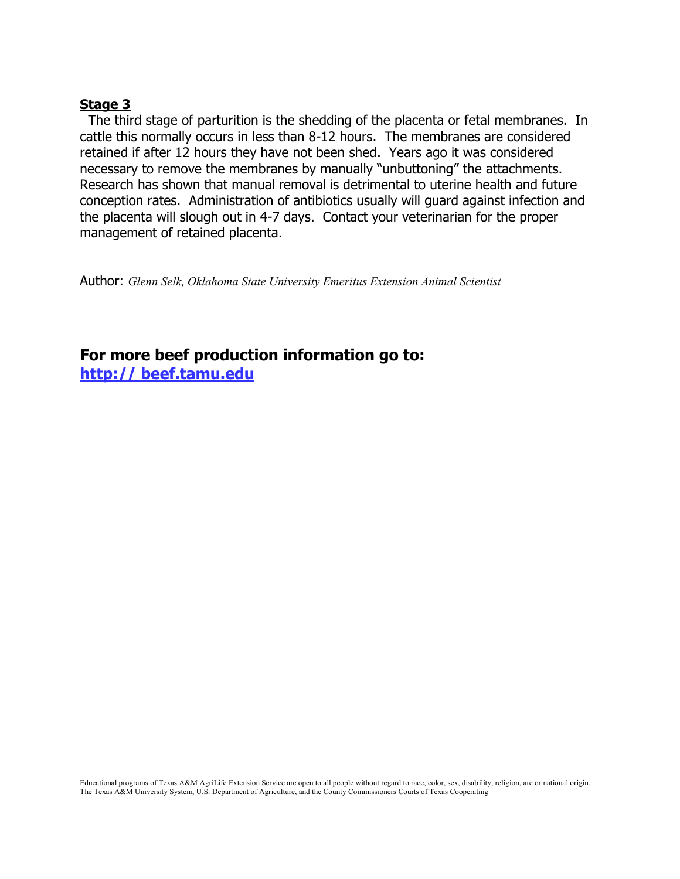**Stage 3**

The third stage of parturition is the shedding of the placenta or fetal membranes. In cattle this normally occurs in less than 8-12 hours. The membranes are considered retained if after 12 hours they have not been shed. Years ago it was considered necessary to remove the membranes by manually "unbuttoning" the attachments. Research has shown that manual removal is detrimental to uterine health and future conception rates. Administration of antibiotics usually will guard against infection and the placenta will slough out in 4-7 days. Contact your veterinarian for the proper management of retained placenta.

Author: *Glenn Selk, Oklahoma State University Emeritus Extension Animal Scientist*

## For more beef production information go to:

**[http:// beef.tamu.edu](http://beef.tamu.edu)**

Educational programs of Texas A&M AgriLife Extension Service are open to all people without regard to race, color, sex, disability, religion, are or national origin.
The Texas A&M University System, U.S. Department of Agriculture, and the County Commissioners Courts of Texas Cooperating